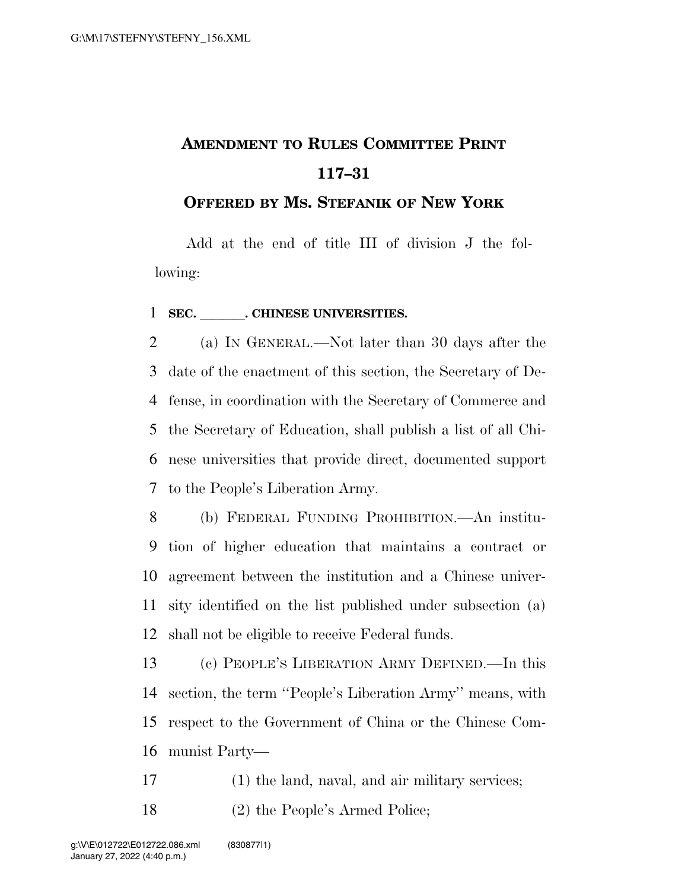# AMENDMENT TO RULES COMMITTEE PRINT 117–31

## OFFERED BY MS. STEFANIK OF NEW YORK

Add at the end of title III of division J the following:

**SEC. \_\_\_\_\_\_. CHINESE UNIVERSITIES.**

(a) IN GENERAL.—Not later than 30 days after the date of the enactment of this section, the Secretary of Defense, in coordination with the Secretary of Commerce and the Secretary of Education, shall publish a list of all Chinese universities that provide direct, documented support to the People's Liberation Army.

(b) FEDERAL FUNDING PROHIBITION.—An institution of higher education that maintains a contract or agreement between the institution and a Chinese university identified on the list published under subsection (a) shall not be eligible to receive Federal funds.

(c) PEOPLE'S LIBERATION ARMY DEFINED.—In this section, the term "People's Liberation Army" means, with respect to the Government of China or the Chinese Communist Party—

(1) the land, naval, and air military services;

(2) the People's Armed Police;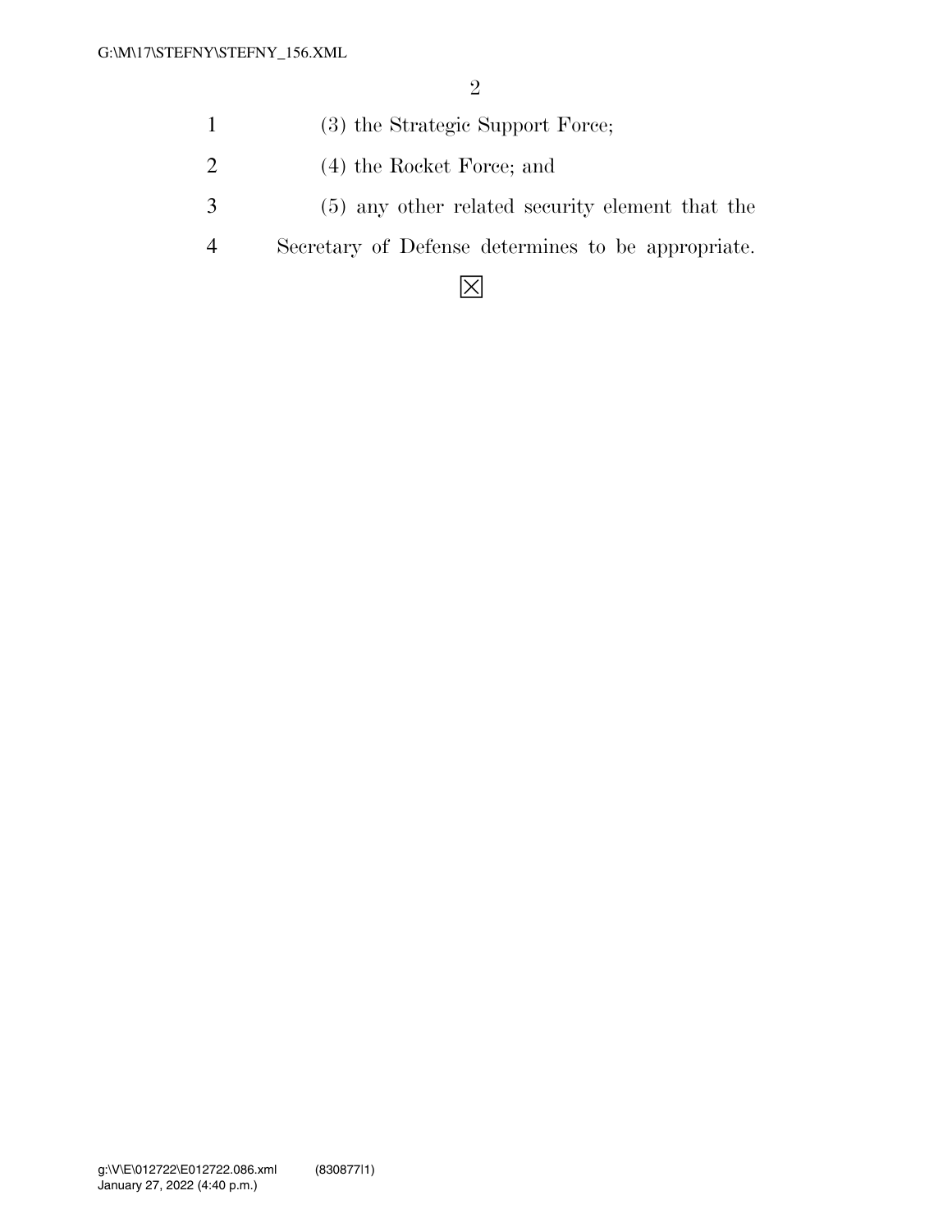(3) the Strategic Support Force;

(4) the Rocket Force; and

(5) any other related security element that the Secretary of Defense determines to be appropriate.